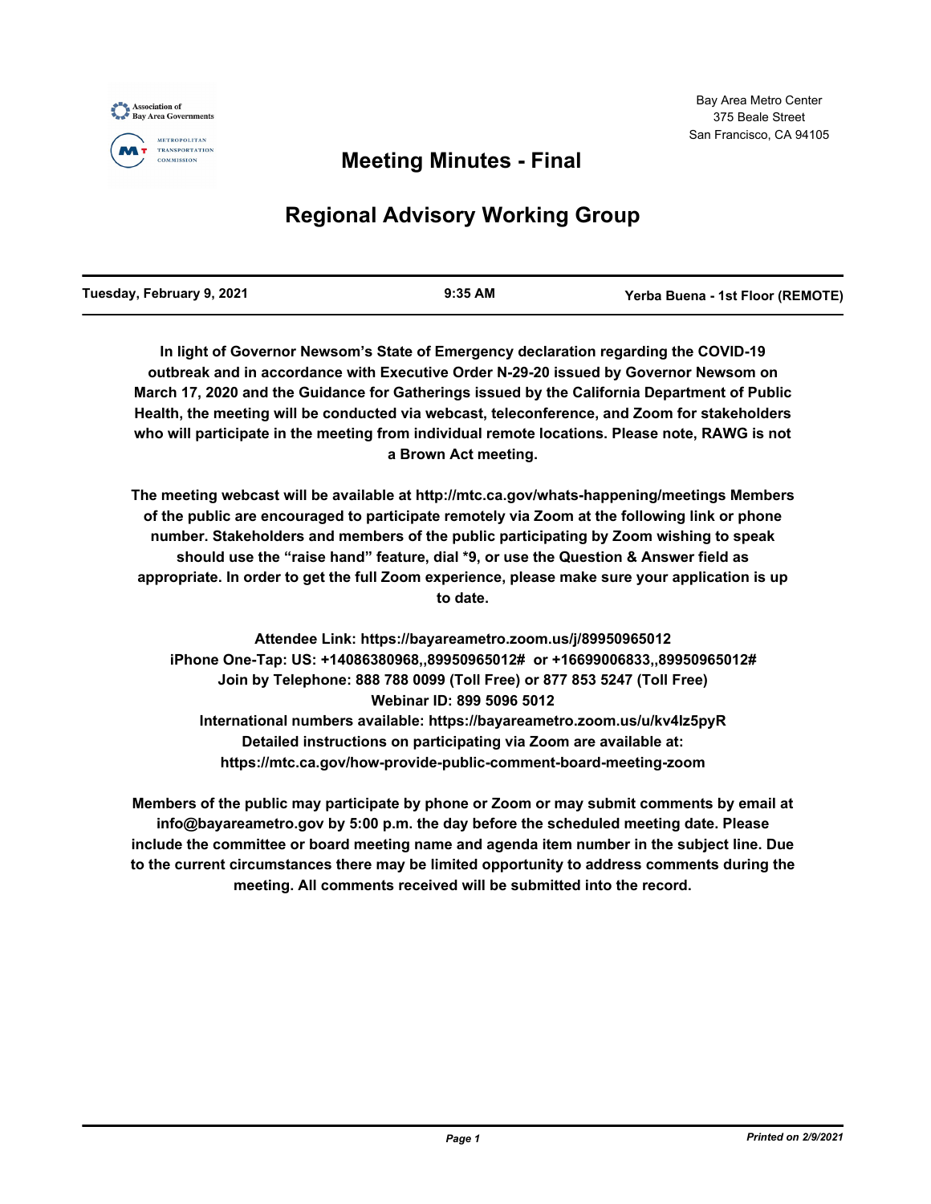Association of Bay Area Governments

Metropolitan Transportation Commission

Bay Area Metro Center
375 Beale Street
San Francisco, CA 94105

# Meeting Minutes - Final

# Regional Advisory Working Group

| Tuesday, February 9, 2021 | 9:35 AM | Yerba Buena - 1st Floor (REMOTE) |
|---|---|---|

**In light of Governor Newsom's State of Emergency declaration regarding the COVID-19 outbreak and in accordance with Executive Order N-29-20 issued by Governor Newsom on March 17, 2020 and the Guidance for Gatherings issued by the California Department of Public Health, the meeting will be conducted via webcast, teleconference, and Zoom for stakeholders who will participate in the meeting from individual remote locations. Please note, RAWG is not a Brown Act meeting.**

**The meeting webcast will be available at http://mtc.ca.gov/whats-happening/meetings Members of the public are encouraged to participate remotely via Zoom at the following link or phone number. Stakeholders and members of the public participating by Zoom wishing to speak should use the "raise hand" feature, dial *9, or use the Question & Answer field as appropriate. In order to get the full Zoom experience, please make sure your application is up to date.**

**Attendee Link: https://bayareametro.zoom.us/j/89950965012**
**iPhone One-Tap: US: +14086380968,,89950965012# or +16699006833,,89950965012#**
**Join by Telephone: 888 788 0099 (Toll Free) or 877 853 5247 (Toll Free)**
**Webinar ID: 899 5096 5012**
**International numbers available: https://bayareametro.zoom.us/u/kv4lz5pyR**
**Detailed instructions on participating via Zoom are available at:**
**https://mtc.ca.gov/how-provide-public-comment-board-meeting-zoom**

**Members of the public may participate by phone or Zoom or may submit comments by email at info@bayareametro.gov by 5:00 p.m. the day before the scheduled meeting date. Please include the committee or board meeting name and agenda item number in the subject line. Due to the current circumstances there may be limited opportunity to address comments during the meeting. All comments received will be submitted into the record.**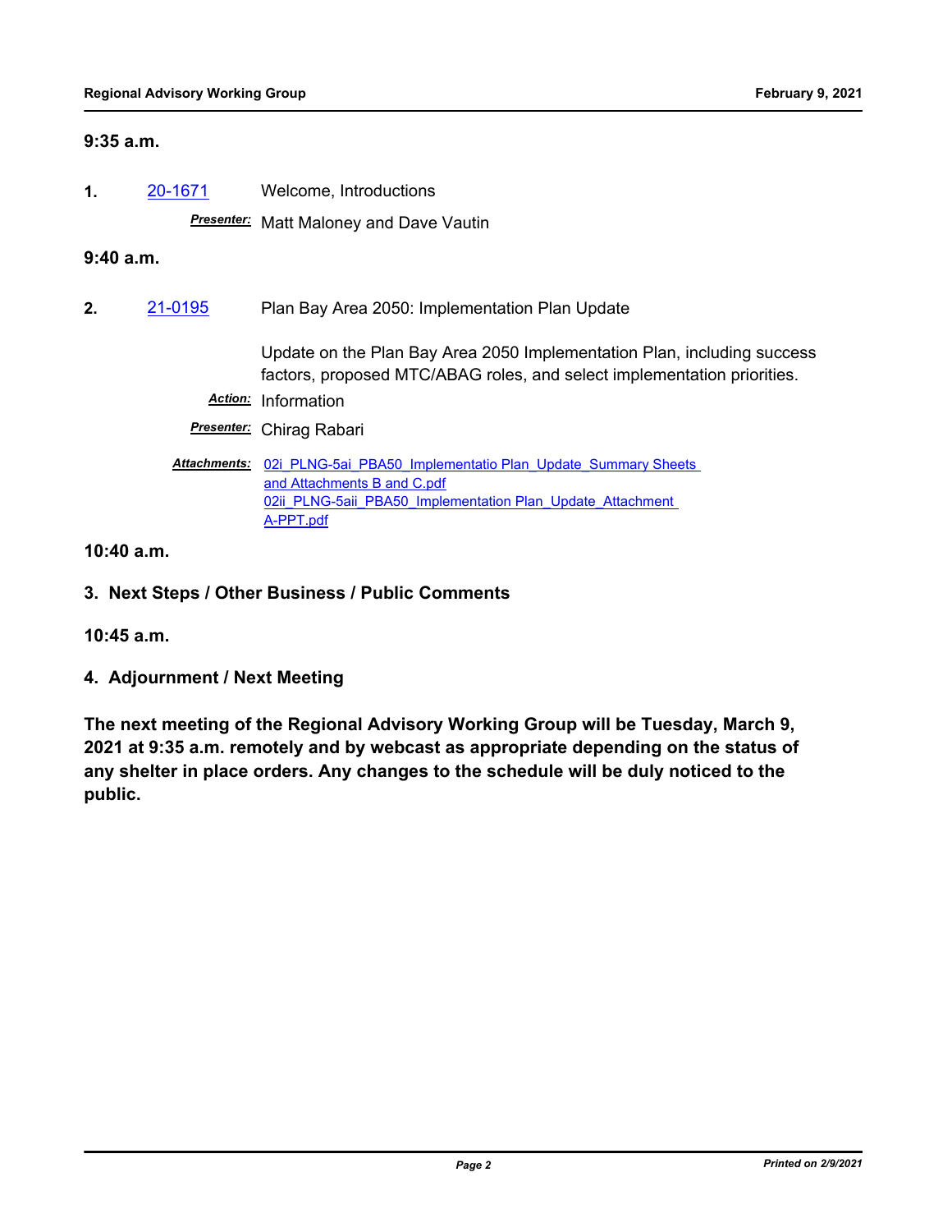**9:35 a.m.**

**1.** 20-1671 Welcome, Introductions

*Presenter:* Matt Maloney and Dave Vautin

**9:40 a.m.**

**2.** 21-0195 Plan Bay Area 2050: Implementation Plan Update

Update on the Plan Bay Area 2050 Implementation Plan, including success factors, proposed MTC/ABAG roles, and select implementation priorities.

*Action:* Information

*Presenter:* Chirag Rabari

*Attachments:* 02i_PLNG-5ai_PBA50_Implementatio Plan_Update_Summary Sheets and Attachments B and C.pdf
02ii_PLNG-5aii_PBA50_Implementation Plan_Update_Attachment A-PPT.pdf

**10:40 a.m.**

**3. Next Steps / Other Business / Public Comments**

**10:45 a.m.**

**4. Adjournment / Next Meeting**

**The next meeting of the Regional Advisory Working Group will be Tuesday, March 9, 2021 at 9:35 a.m. remotely and by webcast as appropriate depending on the status of any shelter in place orders. Any changes to the schedule will be duly noticed to the public.**